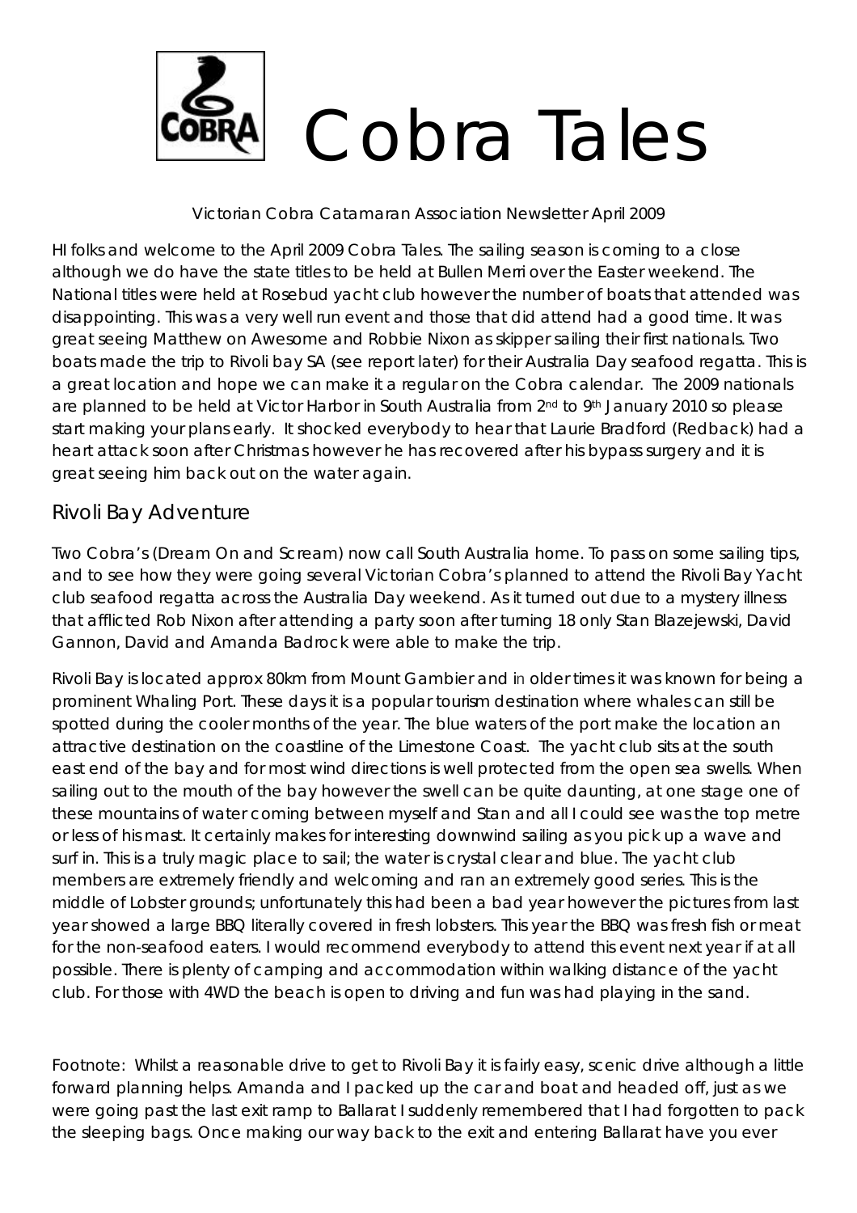# Cobra Tales

Victorian Cobra Catamaran Association Newsletter April 2009

HI folks and welcome to the April 2009 Cobra Tales. The sailing season is coming to a close although we do have the state titles to be held at Bullen Merri over the Easter weekend. The National titles were held at Rosebud yacht club however the number of boats that attended was disappointing. This was a very well run event and those that did attend had a good time. It was great seeing Matthew on Awesome and Robbie Nixon as skipper sailing their first nationals. Two boats made the trip to Rivoli bay SA (see report later) for their Australia Day seafood regatta. This is a great location and hope we can make it a regular on the Cobra calendar. The 2009 nationals are planned to be held at Victor Harbor in South Australia from 2nd to 9th January 2010 so please start making your plans early. It shocked everybody to hear that Laurie Bradford (Redback) had a heart attack soon after Christmas however he has recovered after his bypass surgery and it is great seeing him back out on the water again.

## Rivoli Bay Adventure

Two Cobra's (Dream On and Scream) now call South Australia home. To pass on some sailing tips, and to see how they were going several Victorian Cobra's planned to attend the Rivoli Bay Yacht club seafood regatta across the Australia Day weekend. As it turned out due to a mystery illness that afflicted Rob Nixon after attending a party soon after turning 18 only Stan Blazejewski, David Gannon, David and Amanda Badrock were able to make the trip.

Rivoli Bay is located approx 80km from Mount Gambier and in older times it was known for being a prominent Whaling Port. These days it is a popular tourism destination where whales can still be spotted during the cooler months of the year. The blue waters of the port make the location an attractive destination on the coastline of the Limestone Coast. The yacht club sits at the south east end of the bay and for most wind directions is well protected from the open sea swells. When sailing out to the mouth of the bay however the swell can be quite daunting, at one stage one of these mountains of water coming between myself and Stan and all I could see was the top metre or less of his mast. It certainly makes for interesting downwind sailing as you pick up a wave and surf in. This is a truly magic place to sail; the water is crystal clear and blue. The yacht club members are extremely friendly and welcoming and ran an extremely good series. This is the middle of Lobster grounds; unfortunately this had been a bad year however the pictures from last year showed a large BBQ literally covered in fresh lobsters. This year the BBQ was fresh fish or meat for the non-seafood eaters. I would recommend everybody to attend this event next year if at all possible. There is plenty of camping and accommodation within walking distance of the yacht club. For those with 4WD the beach is open to driving and fun was had playing in the sand.

Footnote: Whilst a reasonable drive to get to Rivoli Bay it is fairly easy, scenic drive although a little forward planning helps. Amanda and I packed up the car and boat and headed off, just as we were going past the last exit ramp to Ballarat I suddenly remembered that I had forgotten to pack the sleeping bags. Once making our way back to the exit and entering Ballarat have you ever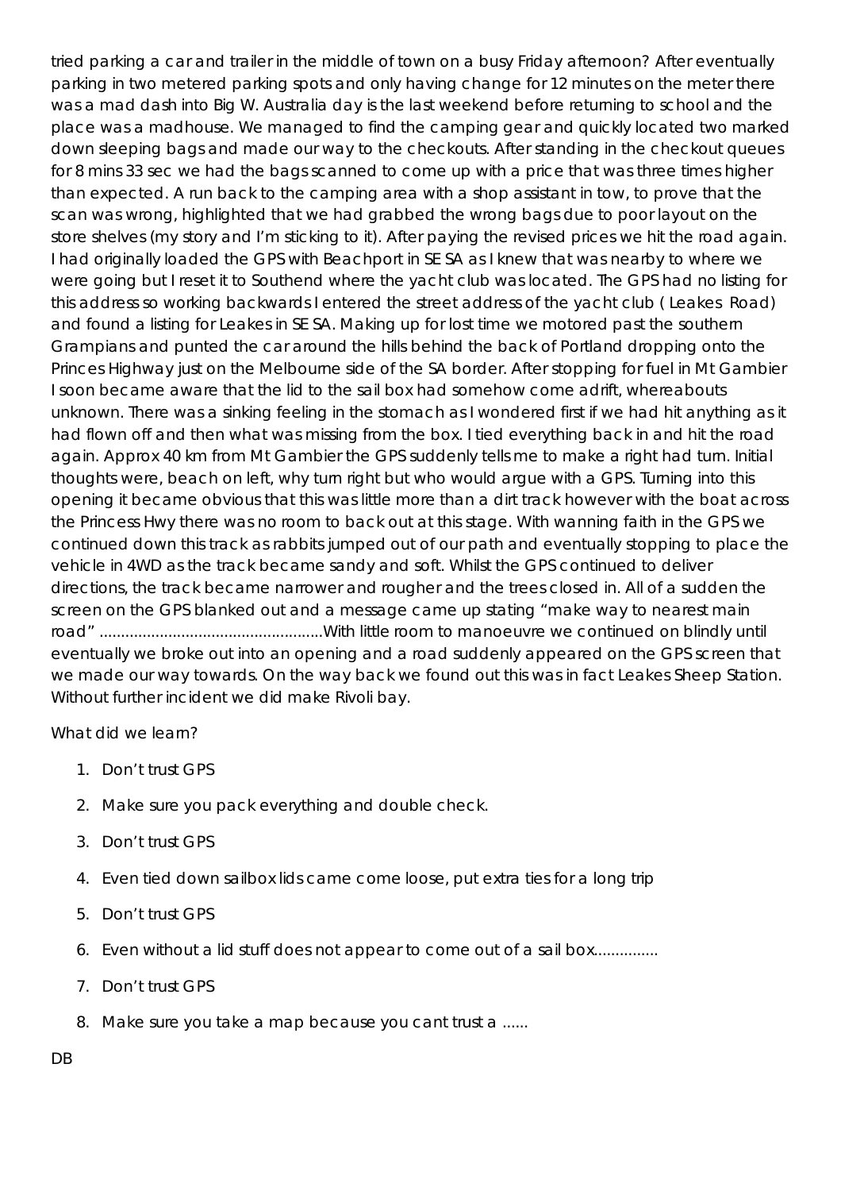tried parking a car and trailer in the middle of town on a busy Friday afternoon? After eventually parking in two metered parking spots and only having change for 12 minutes on the meter there was a mad dash into Big W. Australia day is the last weekend before returning to school and the place was a madhouse. We managed to find the camping gear and quickly located two marked down sleeping bags and made our way to the checkouts. After standing in the checkout queues for 8 mins 33 sec we had the bags scanned to come up with a price that was three times higher than expected. A run back to the camping area with a shop assistant in tow, to prove that the scan was wrong, highlighted that we had grabbed the wrong bags due to poor layout on the store shelves (my story and I'm sticking to it). After paying the revised prices we hit the road again. I had originally loaded the GPS with Beachport in SE SA as I knew that was nearby to where we were going but I reset it to Southend where the yacht club was located. The GPS had no listing for this address so working backwards I entered the street address of the yacht club ( Leakes Road) and found a listing for Leakes in SE SA. Making up for lost time we motored past the southern Grampians and punted the car around the hills behind the back of Portland dropping onto the Princes Highway just on the Melbourne side of the SA border. After stopping for fuel in Mt Gambier I soon became aware that the lid to the sail box had somehow come adrift, whereabouts unknown. There was a sinking feeling in the stomach as I wondered first if we had hit anything as it had flown off and then what was missing from the box. I tied everything back in and hit the road again. Approx 40 km from Mt Gambier the GPS suddenly tells me to make a right had turn. Initial thoughts were, beach on left, why turn right but who would argue with a GPS. Turning into this opening it became obvious that this was little more than a dirt track however with the boat across the Princess Hwy there was no room to back out at this stage. With wanning faith in the GPS we continued down this track as rabbits jumped out of our path and eventually stopping to place the vehicle in 4WD as the track became sandy and soft. Whilst the GPS continued to deliver directions, the track became narrower and rougher and the trees closed in. All of a sudden the screen on the GPS blanked out and a message came up stating "make way to nearest main road" ....................................................With little room to manoeuvre we continued on blindly until eventually we broke out into an opening and a road suddenly appeared on the GPS screen that we made our way towards. On the way back we found out this was in fact Leakes Sheep Station. Without further incident we did make Rivoli bay.

What did we learn?

1. Don't trust GPS
2. Make sure you pack everything and double check.
3. Don't trust GPS
4. Even tied down sailbox lids came come loose, put extra ties for a long trip
5. Don't trust GPS
6. Even without a lid stuff does not appear to come out of a sail box..............
7. Don't trust GPS
8. Make sure you take a map because you cant trust a ......

DB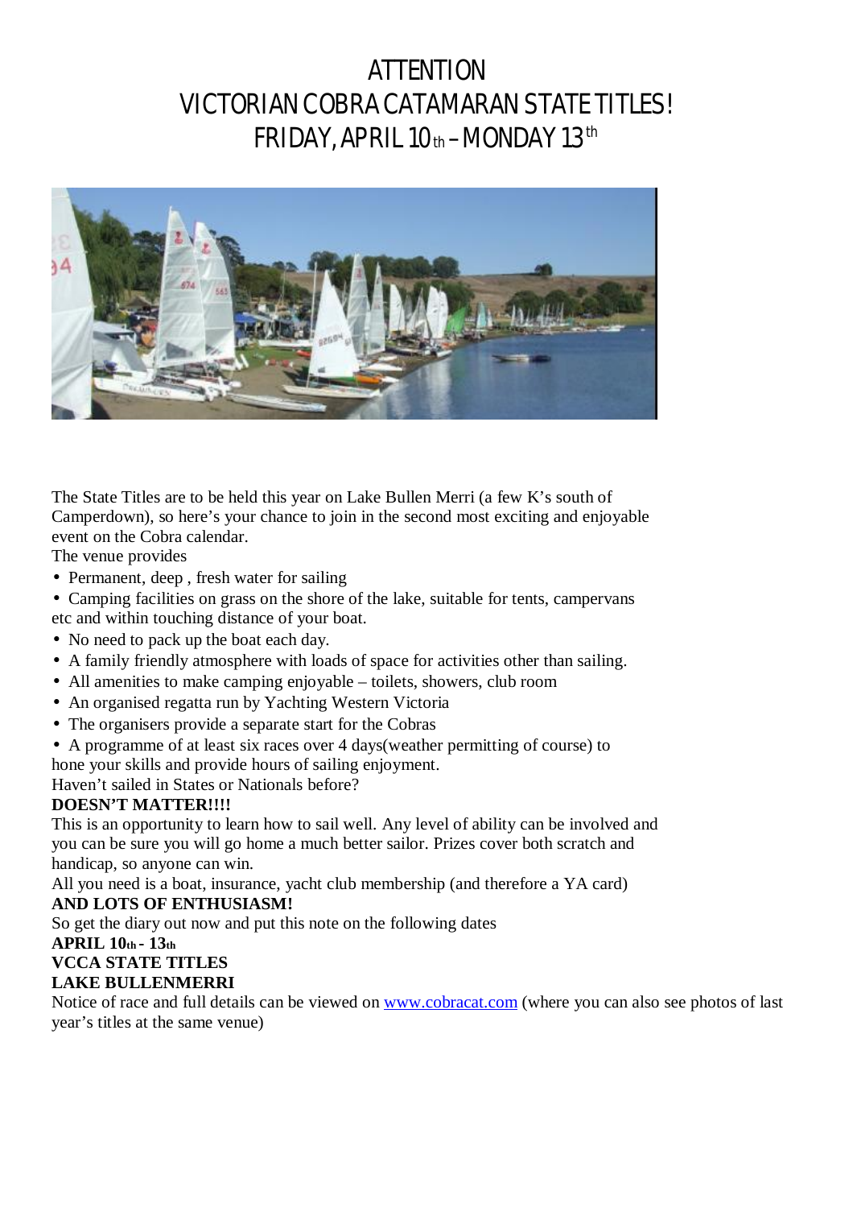# ATTENTION
# VICTORIAN COBRA CATAMARAN STATE TITLES!
# FRIDAY, APRIL 10th – MONDAY 13th

The State Titles are to be held this year on Lake Bullen Merri (a few K's south of Camperdown), so here's your chance to join in the second most exciting and enjoyable event on the Cobra calendar.

The venue provides

- Permanent, deep , fresh water for sailing
- Camping facilities on grass on the shore of the lake, suitable for tents, campervans etc and within touching distance of your boat.
- No need to pack up the boat each day.
- A family friendly atmosphere with loads of space for activities other than sailing.
- All amenities to make camping enjoyable – toilets, showers, club room
- An organised regatta run by Yachting Western Victoria
- The organisers provide a separate start for the Cobras
- A programme of at least six races over 4 days(weather permitting of course) to hone your skills and provide hours of sailing enjoyment.

Haven't sailed in States or Nationals before?

**DOESN'T MATTER!!!!**

This is an opportunity to learn how to sail well. Any level of ability can be involved and you can be sure you will go home a much better sailor. Prizes cover both scratch and handicap, so anyone can win.

All you need is a boat, insurance, yacht club membership (and therefore a YA card)

**AND LOTS OF ENTHUSIASM!**

So get the diary out now and put this note on the following dates

**APRIL 10th - 13th**
**VCCA STATE TITLES**
**LAKE BULLENMERRI**

Notice of race and full details can be viewed on www.cobracat.com (where you can also see photos of last year's titles at the same venue)